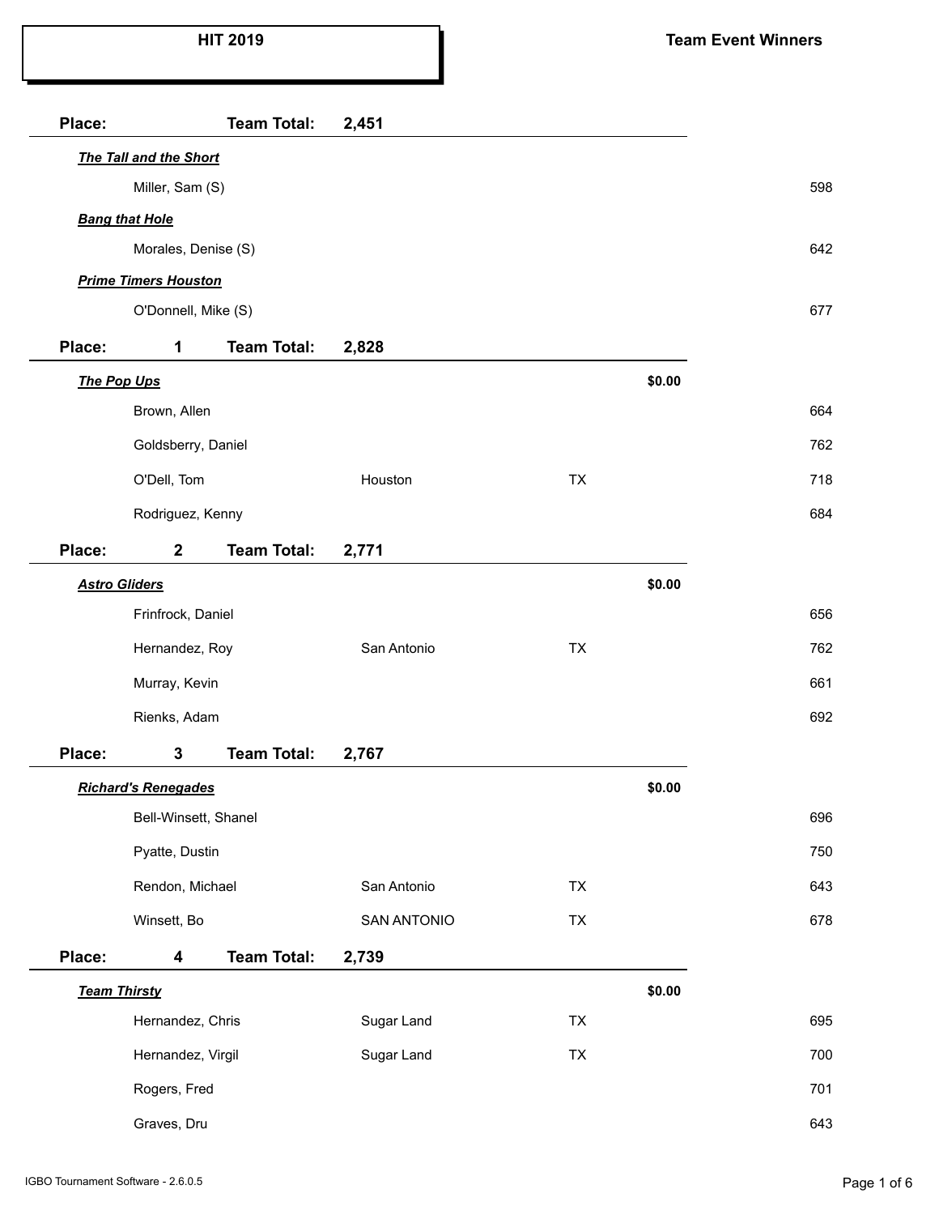# HIT 2019

## Team Event Winners

**Place:** **Team Total:** **2,451**

***The Tall and the Short***

| Name | City | State | Prize | Score |
|---|---|---|---|---|
| Miller, Sam (S) | | | | 598 |

***Bang that Hole***

| Name | City | State | Prize | Score |
|---|---|---|---|---|
| Morales, Denise (S) | | | | 642 |

***Prime Timers Houston***

| Name | City | State | Prize | Score |
|---|---|---|---|---|
| O'Donnell, Mike (S) | | | | 677 |

**Place: 1** **Team Total:** **2,828**

***The Pop Ups*** **$0.00**

| Name | City | State | Score |
|---|---|---|---|
| Brown, Allen | | | 664 |
| Goldsberry, Daniel | | | 762 |
| O'Dell, Tom | Houston | TX | 718 |
| Rodriguez, Kenny | | | 684 |

**Place: 2** **Team Total:** **2,771**

***Astro Gliders*** **$0.00**

| Name | City | State | Score |
|---|---|---|---|
| Frinfrock, Daniel | | | 656 |
| Hernandez, Roy | San Antonio | TX | 762 |
| Murray, Kevin | | | 661 |
| Rienks, Adam | | | 692 |

**Place: 3** **Team Total:** **2,767**

***Richard's Renegades*** **$0.00**

| Name | City | State | Score |
|---|---|---|---|
| Bell-Winsett, Shanel | | | 696 |
| Pyatte, Dustin | | | 750 |
| Rendon, Michael | San Antonio | TX | 643 |
| Winsett, Bo | SAN ANTONIO | TX | 678 |

**Place: 4** **Team Total:** **2,739**

***Team Thirsty*** **$0.00**

| Name | City | State | Score |
|---|---|---|---|
| Hernandez, Chris | Sugar Land | TX | 695 |
| Hernandez, Virgil | Sugar Land | TX | 700 |
| Rogers, Fred | | | 701 |
| Graves, Dru | | | 643 |

IGBO Tournament Software - 2.6.0.5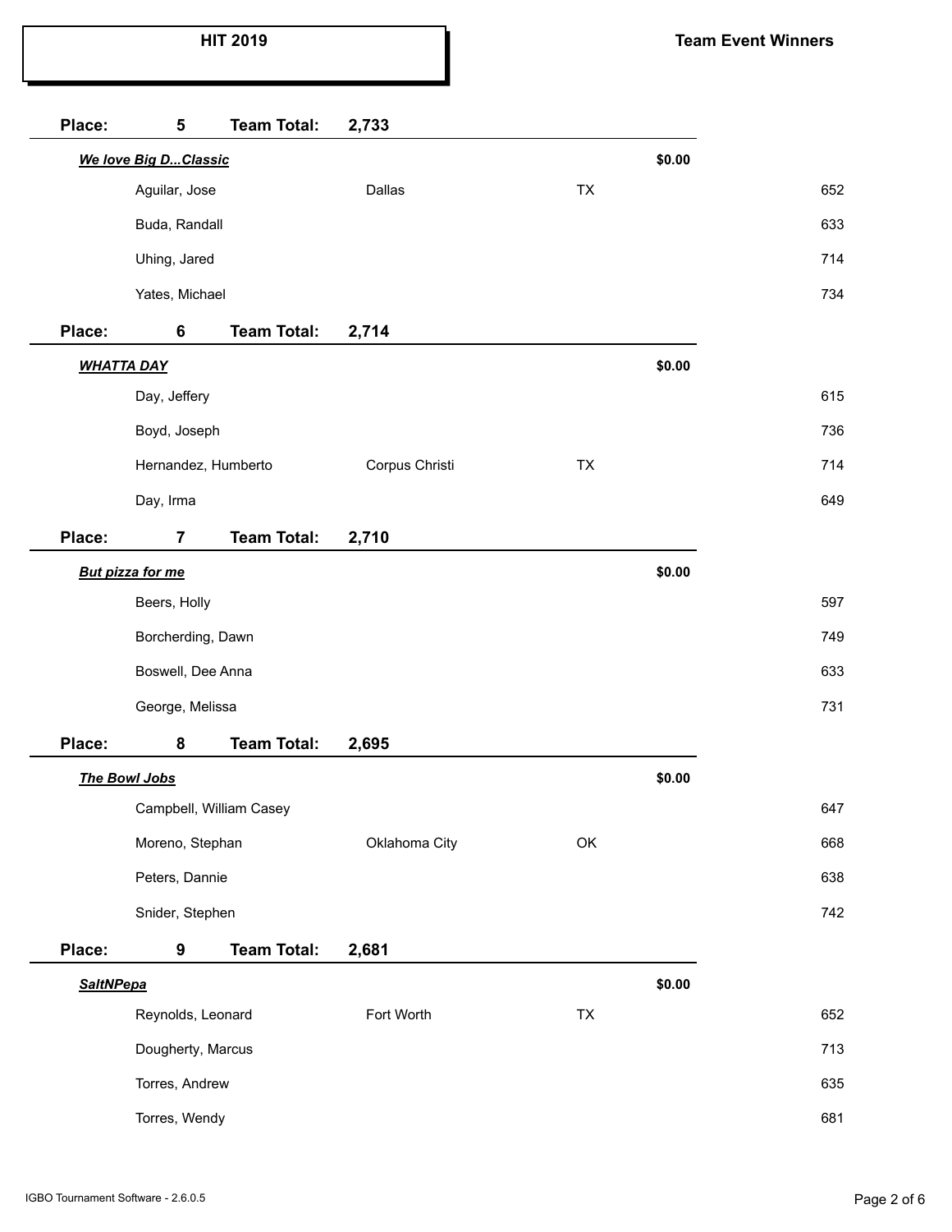# HIT 2019

**Team Event Winners**

**Place: 5 Team Total: 2,733**

***We love Big D...Classic*** **$0.00**

| Name | City | State | Score |
|---|---|---|---|
| Aguilar, Jose | Dallas | TX | 652 |
| Buda, Randall | | | 633 |
| Uhing, Jared | | | 714 |
| Yates, Michael | | | 734 |

**Place: 6 Team Total: 2,714**

***WHATTA DAY*** **$0.00**

| Name | City | State | Score |
|---|---|---|---|
| Day, Jeffery | | | 615 |
| Boyd, Joseph | | | 736 |
| Hernandez, Humberto | Corpus Christi | TX | 714 |
| Day, Irma | | | 649 |

**Place: 7 Team Total: 2,710**

***But pizza for me*** **$0.00**

| Name | City | State | Score |
|---|---|---|---|
| Beers, Holly | | | 597 |
| Borcherding, Dawn | | | 749 |
| Boswell, Dee Anna | | | 633 |
| George, Melissa | | | 731 |

**Place: 8 Team Total: 2,695**

***The Bowl Jobs*** **$0.00**

| Name | City | State | Score |
|---|---|---|---|
| Campbell, William Casey | | | 647 |
| Moreno, Stephan | Oklahoma City | OK | 668 |
| Peters, Dannie | | | 638 |
| Snider, Stephen | | | 742 |

**Place: 9 Team Total: 2,681**

***SaltNPepa*** **$0.00**

| Name | City | State | Score |
|---|---|---|---|
| Reynolds, Leonard | Fort Worth | TX | 652 |
| Dougherty, Marcus | | | 713 |
| Torres, Andrew | | | 635 |
| Torres, Wendy | | | 681 |

IGBO Tournament Software - 2.6.0.5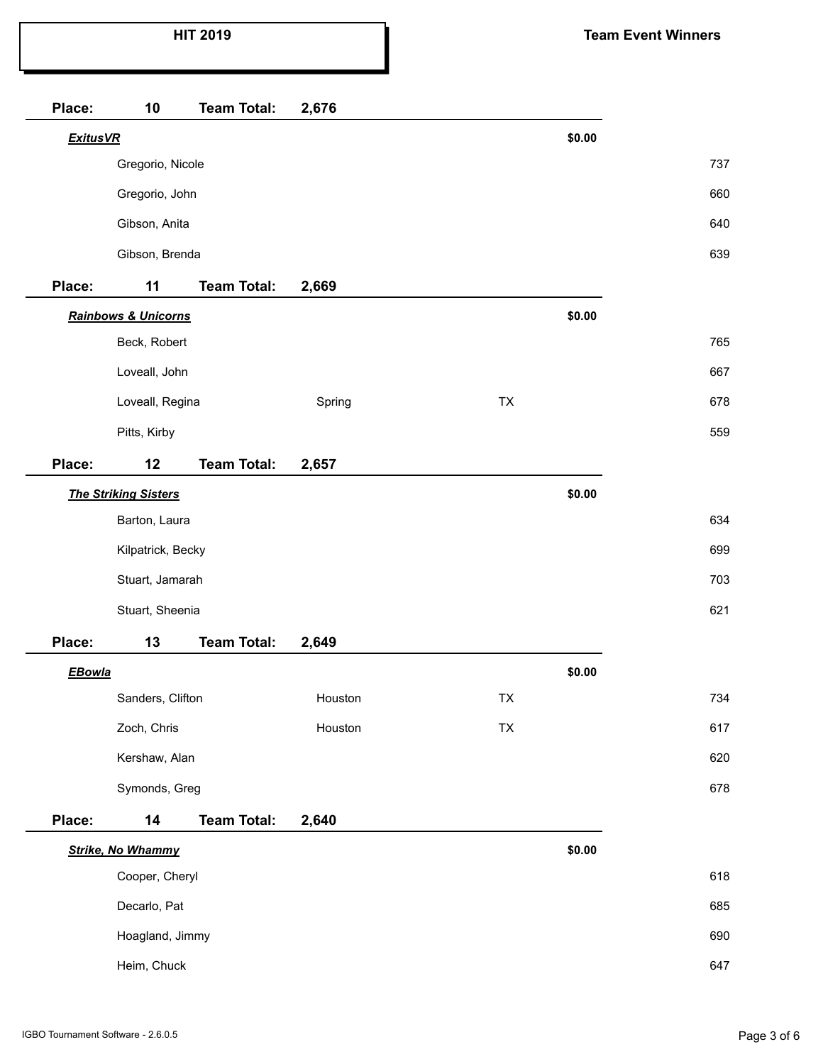**HIT 2019**

**Team Event Winners**

| Place | Team Total | Team | Prize | | | |
|---|---|---|---|---|---|---|
| **10** | **2,676** | ***ExitusVR*** | **$0.00** | | | |
| | | Gregorio, Nicole | | | | 737 |
| | | Gregorio, John | | | | 660 |
| | | Gibson, Anita | | | | 640 |
| | | Gibson, Brenda | | | | 639 |
| **11** | **2,669** | ***Rainbows & Unicorns*** | **$0.00** | | | |
| | | Beck, Robert | | | | 765 |
| | | Loveall, John | | | | 667 |
| | | Loveall, Regina | | Spring | TX | 678 |
| | | Pitts, Kirby | | | | 559 |
| **12** | **2,657** | ***The Striking Sisters*** | **$0.00** | | | |
| | | Barton, Laura | | | | 634 |
| | | Kilpatrick, Becky | | | | 699 |
| | | Stuart, Jamarah | | | | 703 |
| | | Stuart, Sheenia | | | | 621 |
| **13** | **2,649** | ***EBowla*** | **$0.00** | | | |
| | | Sanders, Clifton | | Houston | TX | 734 |
| | | Zoch, Chris | | Houston | TX | 617 |
| | | Kershaw, Alan | | | | 620 |
| | | Symonds, Greg | | | | 678 |
| **14** | **2,640** | ***Strike, No Whammy*** | **$0.00** | | | |
| | | Cooper, Cheryl | | | | 618 |
| | | Decarlo, Pat | | | | 685 |
| | | Hoagland, Jimmy | | | | 690 |
| | | Heim, Chuck | | | | 647 |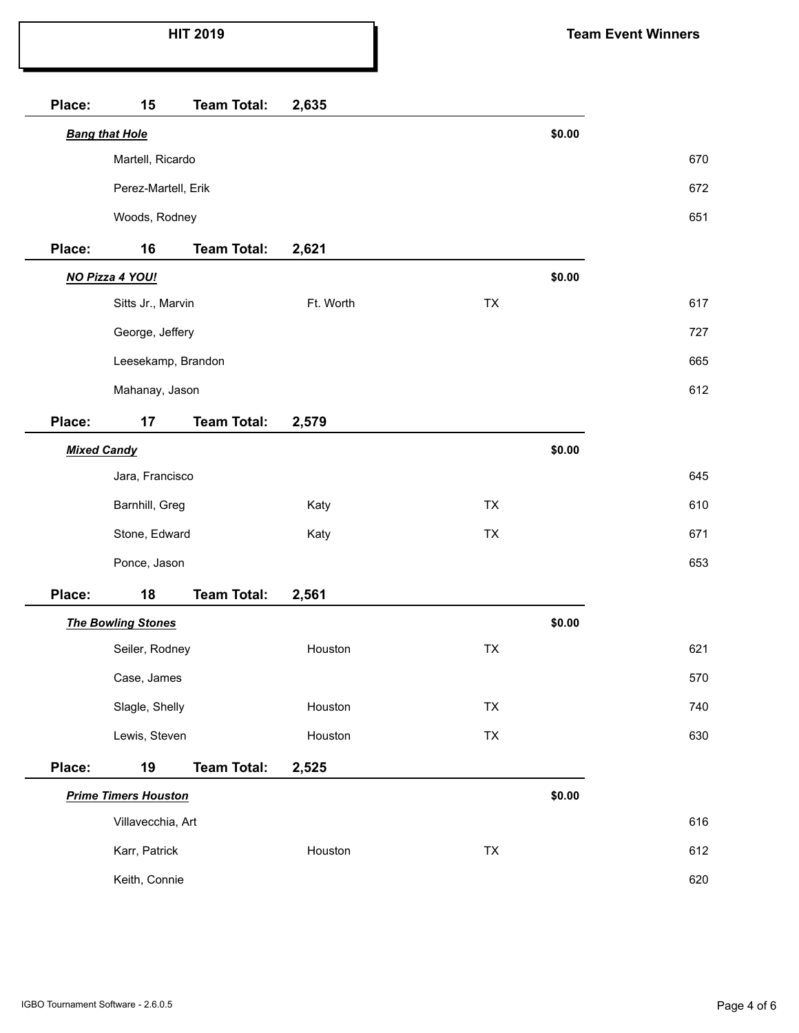**HIT 2019**

**Team Event Winners**

| Place: | 15 | Team Total: | 2,635 | | |
|---|---|---|---|---|---|
| ***Bang that Hole*** | | | | $0.00 | |
| | Martell, Ricardo | | | | 670 |
| | Perez-Martell, Erik | | | | 672 |
| | Woods, Rodney | | | | 651 |

| Place: | 16 | Team Total: | 2,621 | | |
|---|---|---|---|---|---|
| ***NO Pizza 4 YOU!*** | | | | $0.00 | |
| | Sitts Jr., Marvin | Ft. Worth | TX | | 617 |
| | George, Jeffery | | | | 727 |
| | Leesekamp, Brandon | | | | 665 |
| | Mahanay, Jason | | | | 612 |

| Place: | 17 | Team Total: | 2,579 | | |
|---|---|---|---|---|---|
| ***Mixed Candy*** | | | | $0.00 | |
| | Jara, Francisco | | | | 645 |
| | Barnhill, Greg | Katy | TX | | 610 |
| | Stone, Edward | Katy | TX | | 671 |
| | Ponce, Jason | | | | 653 |

| Place: | 18 | Team Total: | 2,561 | | |
|---|---|---|---|---|---|
| ***The Bowling Stones*** | | | | $0.00 | |
| | Seiler, Rodney | Houston | TX | | 621 |
| | Case, James | | | | 570 |
| | Slagle, Shelly | Houston | TX | | 740 |
| | Lewis, Steven | Houston | TX | | 630 |

| Place: | 19 | Team Total: | 2,525 | | |
|---|---|---|---|---|---|
| ***Prime Timers Houston*** | | | | $0.00 | |
| | Villavecchia, Art | | | | 616 |
| | Karr, Patrick | Houston | TX | | 612 |
| | Keith, Connie | | | | 620 |

IGBO Tournament Software - 2.6.0.5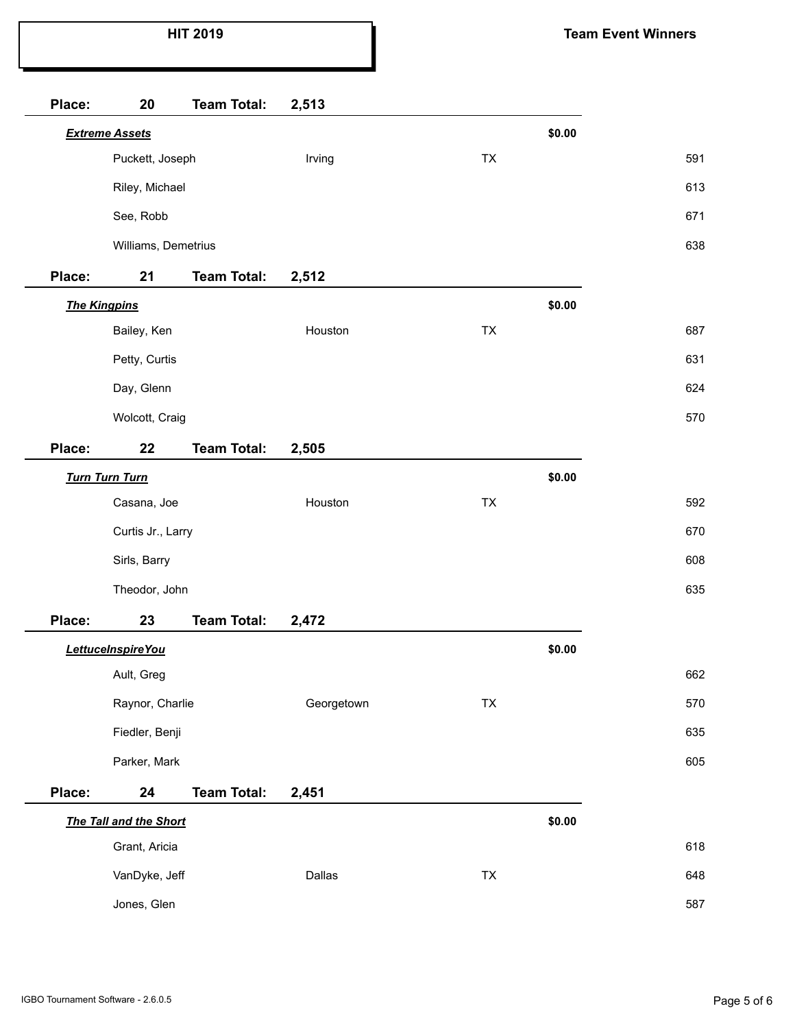# HIT 2019

**Team Event Winners**

| Place | Team Total | Team / Bowler | City | State | Prize | Score |
|---|---|---|---|---|---|---|
| **20** | **2,513** | ***Extreme Assets*** | | | **$0.00** | |
| | | Puckett, Joseph | Irving | TX | | 591 |
| | | Riley, Michael | | | | 613 |
| | | See, Robb | | | | 671 |
| | | Williams, Demetrius | | | | 638 |
| **21** | **2,512** | ***The Kingpins*** | | | **$0.00** | |
| | | Bailey, Ken | Houston | TX | | 687 |
| | | Petty, Curtis | | | | 631 |
| | | Day, Glenn | | | | 624 |
| | | Wolcott, Craig | | | | 570 |
| **22** | **2,505** | ***Turn Turn Turn*** | | | **$0.00** | |
| | | Casana, Joe | Houston | TX | | 592 |
| | | Curtis Jr., Larry | | | | 670 |
| | | Sirls, Barry | | | | 608 |
| | | Theodor, John | | | | 635 |
| **23** | **2,472** | ***LettuceInspireYou*** | | | **$0.00** | |
| | | Ault, Greg | | | | 662 |
| | | Raynor, Charlie | Georgetown | TX | | 570 |
| | | Fiedler, Benji | | | | 635 |
| | | Parker, Mark | | | | 605 |
| **24** | **2,451** | ***The Tall and the Short*** | | | **$0.00** | |
| | | Grant, Aricia | | | | 618 |
| | | VanDyke, Jeff | Dallas | TX | | 648 |
| | | Jones, Glen | | | | 587 |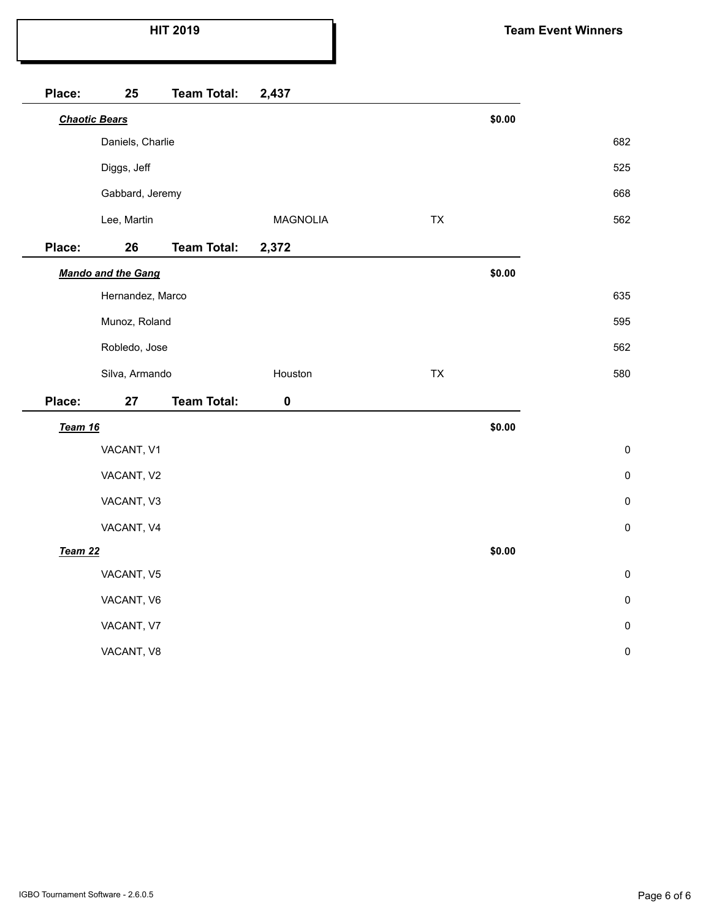# HIT 2019

## Team Event Winners

**Place: 25** **Team Total: 2,437**

***Chaotic Bears*** **$0.00**

| | | | |
|---|---|---|---|
| Daniels, Charlie | | | 682 |
| Diggs, Jeff | | | 525 |
| Gabbard, Jeremy | | | 668 |
| Lee, Martin | MAGNOLIA | TX | 562 |

**Place: 26** **Team Total: 2,372**

***Mando and the Gang*** **$0.00**

| | | | |
|---|---|---|---|
| Hernandez, Marco | | | 635 |
| Munoz, Roland | | | 595 |
| Robledo, Jose | | | 562 |
| Silva, Armando | Houston | TX | 580 |

**Place: 27** **Team Total: 0**

***Team 16*** **$0.00**

| | |
|---|---|
| VACANT, V1 | 0 |
| VACANT, V2 | 0 |
| VACANT, V3 | 0 |
| VACANT, V4 | 0 |

***Team 22*** **$0.00**

| | |
|---|---|
| VACANT, V5 | 0 |
| VACANT, V6 | 0 |
| VACANT, V7 | 0 |
| VACANT, V8 | 0 |

IGBO Tournament Software - 2.6.0.5